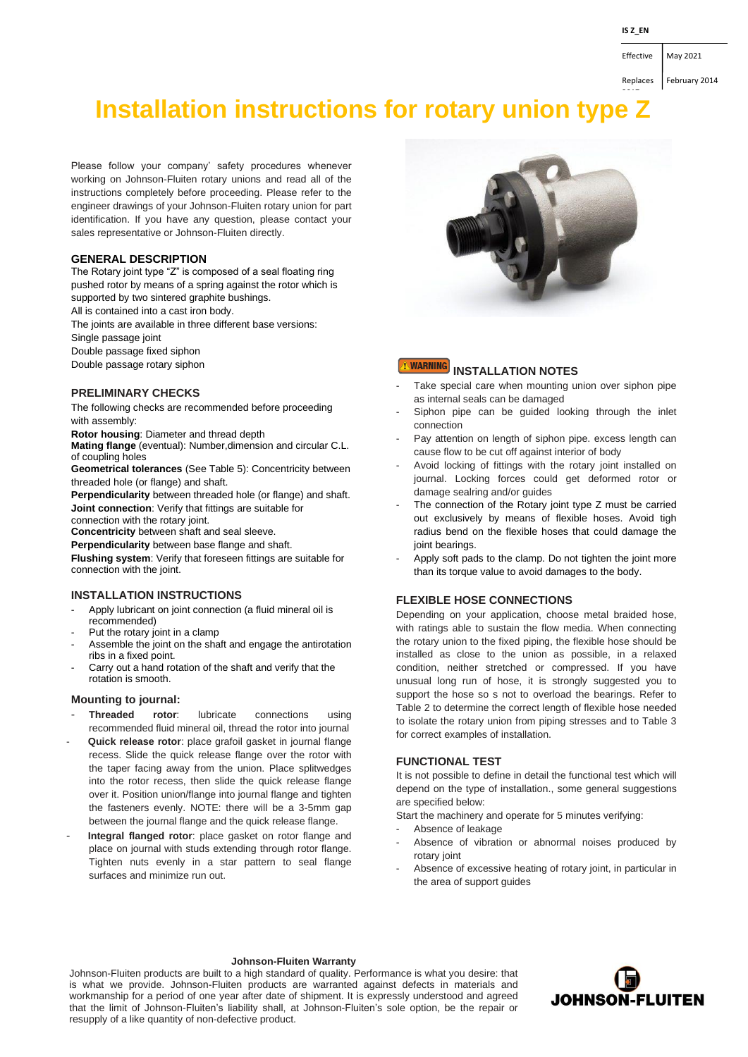IS Z_EN

| Effective | May 2021 |
|---|---|
| Replaces | February 2014 |

# Installation instructions for rotary union type Z

Please follow your company' safety procedures whenever working on Johnson-Fluiten rotary unions and read all of the instructions completely before proceeding. Please refer to the engineer drawings of your Johnson-Fluiten rotary union for part identification. If you have any question, please contact your sales representative or Johnson-Fluiten directly.

## GENERAL DESCRIPTION

The Rotary joint type "Z" is composed of a seal floating ring pushed rotor by means of a spring against the rotor which is supported by two sintered graphite bushings.
All is contained into a cast iron body.
The joints are available in three different base versions:
Single passage joint
Double passage fixed siphon
Double passage rotary siphon

## PRELIMINARY CHECKS

The following checks are recommended before proceeding with assembly:

**Rotor housing**: Diameter and thread depth
**Mating flange** (eventual): Number,dimension and circular C.L. of coupling holes
**Geometrical tolerances** (See Table 5): Concentricity between threaded hole (or flange) and shaft.
**Perpendicularity** between threaded hole (or flange) and shaft.
**Joint connection**: Verify that fittings are suitable for connection with the rotary joint.
**Concentricity** between shaft and seal sleeve.
**Perpendicularity** between base flange and shaft.
**Flushing system**: Verify that foreseen fittings are suitable for connection with the joint.

## INSTALLATION INSTRUCTIONS

- Apply lubricant on joint connection (a fluid mineral oil is recommended)
- Put the rotary joint in a clamp
- Assemble the joint on the shaft and engage the antirotation ribs in a fixed point.
- Carry out a hand rotation of the shaft and verify that the rotation is smooth.

### Mounting to journal:

- **Threaded rotor**: lubricate connections using recommended fluid mineral oil, thread the rotor into journal
- **Quick release rotor**: place grafoil gasket in journal flange recess. Slide the quick release flange over the rotor with the taper facing away from the union. Place splitwedges into the rotor recess, then slide the quick release flange over it. Position union/flange into journal flange and tighten the fasteners evenly. NOTE: there will be a 3-5mm gap between the journal flange and the quick release flange.
- **Integral flanged rotor**: place gasket on rotor flange and place on journal with studs extending through rotor flange. Tighten nuts evenly in a star pattern to seal flange surfaces and minimize run out.

## WARNING INSTALLATION NOTES

- Take special care when mounting union over siphon pipe as internal seals can be damaged
- Siphon pipe can be guided looking through the inlet connection
- Pay attention on length of siphon pipe. excess length can cause flow to be cut off against interior of body
- Avoid locking of fittings with the rotary joint installed on journal. Locking forces could get deformed rotor or damage sealring and/or guides
- The connection of the Rotary joint type Z must be carried out exclusively by means of flexible hoses. Avoid tigh radius bend on the flexible hoses that could damage the joint bearings.
- Apply soft pads to the clamp. Do not tighten the joint more than its torque value to avoid damages to the body.

## FLEXIBLE HOSE CONNECTIONS

Depending on your application, choose metal braided hose, with ratings able to sustain the flow media. When connecting the rotary union to the fixed piping, the flexible hose should be installed as close to the union as possible, in a relaxed condition, neither stretched or compressed. If you have unusual long run of hose, it is strongly suggested you to support the hose so s not to overload the bearings. Refer to Table 2 to determine the correct length of flexible hose needed to isolate the rotary union from piping stresses and to Table 3 for correct examples of installation.

## FUNCTIONAL TEST

It is not possible to define in detail the functional test which will depend on the type of installation., some general suggestions are specified below:

Start the machinery and operate for 5 minutes verifying:

- Absence of leakage
- Absence of vibration or abnormal noises produced by rotary joint
- Absence of excessive heating of rotary joint, in particular in the area of support guides

**Johnson-Fluiten Warranty**

Johnson-Fluiten products are built to a high standard of quality. Performance is what you desire: that is what we provide. Johnson-Fluiten products are warranted against defects in materials and workmanship for a period of one year after date of shipment. It is expressly understood and agreed that the limit of Johnson-Fluiten's liability shall, at Johnson-Fluiten's sole option, be the repair or resupply of a like quantity of non-defective product.

JOHNSON-FLUITEN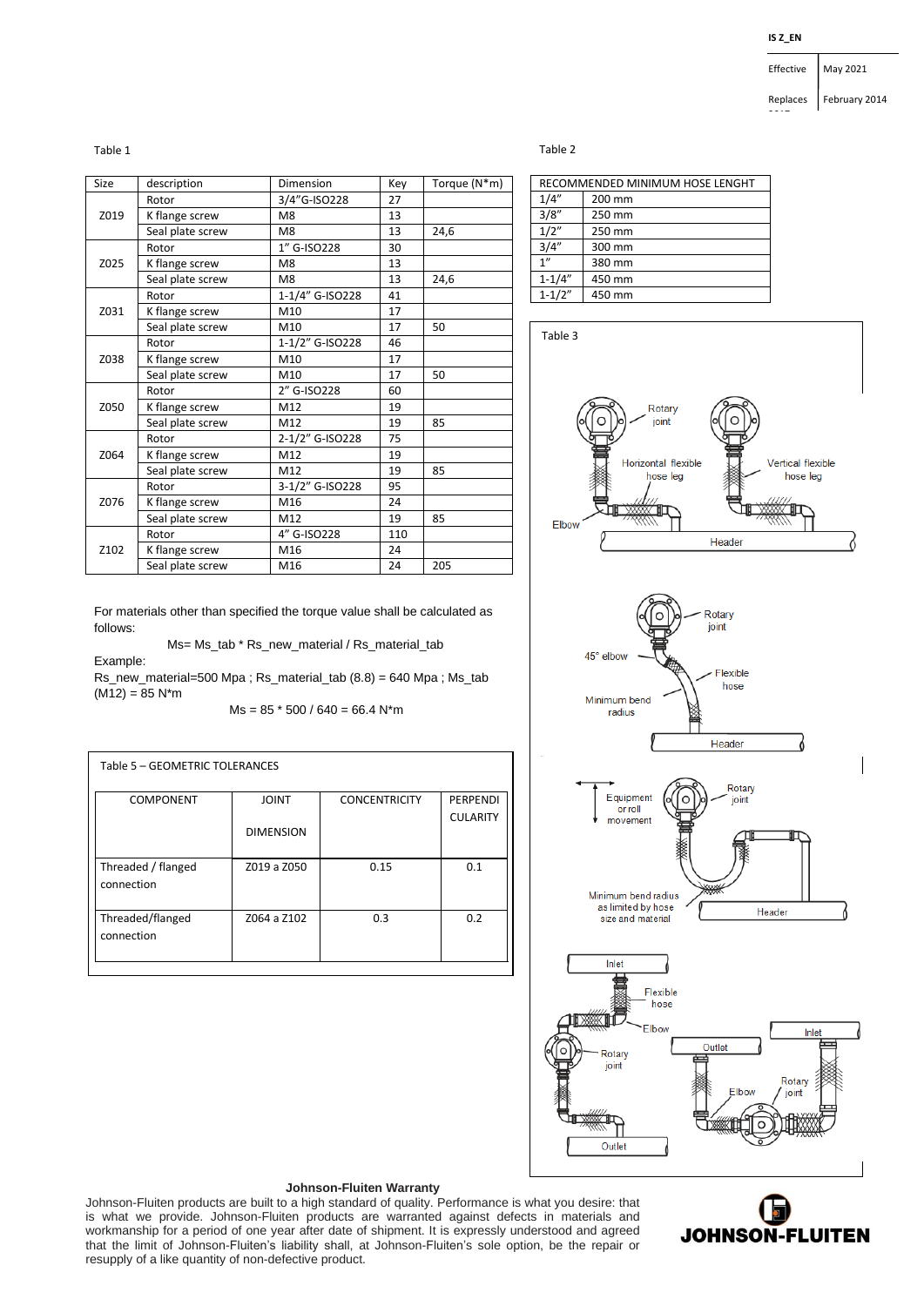Table 1

| Size | description | Dimension | Key | Torque (N*m) |
|---|---|---|---|---|
| Z019 | Rotor | 3/4"G-ISO228 | 27 | |
| | K flange screw | M8 | 13 | |
| | Seal plate screw | M8 | 13 | 24,6 |
| Z025 | Rotor | 1" G-ISO228 | 30 | |
| | K flange screw | M8 | 13 | |
| | Seal plate screw | M8 | 13 | 24,6 |
| Z031 | Rotor | 1-1/4" G-ISO228 | 41 | |
| | K flange screw | M10 | 17 | |
| | Seal plate screw | M10 | 17 | 50 |
| Z038 | Rotor | 1-1/2" G-ISO228 | 46 | |
| | K flange screw | M10 | 17 | |
| | Seal plate screw | M10 | 17 | 50 |
| Z050 | Rotor | 2" G-ISO228 | 60 | |
| | K flange screw | M12 | 19 | |
| | Seal plate screw | M12 | 19 | 85 |
| Z064 | Rotor | 2-1/2" G-ISO228 | 75 | |
| | K flange screw | M12 | 19 | |
| | Seal plate screw | M12 | 19 | 85 |
| Z076 | Rotor | 3-1/2" G-ISO228 | 95 | |
| | K flange screw | M16 | 24 | |
| | Seal plate screw | M12 | 19 | 85 |
| Z102 | Rotor | 4" G-ISO228 | 110 | |
| | K flange screw | M16 | 24 | |
| | Seal plate screw | M16 | 24 | 205 |

For materials other than specified the torque value shall be calculated as follows:

$$Ms = Ms\_tab * Rs\_new\_material / Rs\_material\_tab$$

Example:

Rs_new_material=500 Mpa ; Rs_material_tab (8.8) = 640 Mpa ; Ms_tab (M12) = 85 N*m

$$Ms = 85 * 500 / 640 = 66.4 \text{ N*m}$$

Table 5 – GEOMETRIC TOLERANCES

| COMPONENT | JOINT DIMENSION | CONCENTRICITY | PERPENDICULARITY |
|---|---|---|---|
| Threaded / flanged connection | Z019 a Z050 | 0.15 | 0.1 |
| Threaded/flanged connection | Z064 a Z102 | 0.3 | 0.2 |

Table 2

| RECOMMENDED MINIMUM HOSE LENGHT | |
|---|---|
| 1/4" | 200 mm |
| 3/8" | 250 mm |
| 1/2" | 250 mm |
| 3/4" | 300 mm |
| 1" | 380 mm |
| 1-1/4" | 450 mm |
| 1-1/2" | 450 mm |

Table 3

Rotary joint
Horizontal flexible hose leg
Vertical flexible hose leg
Elbow
Header

Rotary joint
45° elbow
Flexible hose
Minimum bend radius
Header

Equipment or roll movement
Rotary joint
Minimum bend radius as limited by hose size and material
Header

Inlet
Flexible hose
Elbow
Rotary joint
Outlet
Inlet
Outlet
Elbow
Rotary joint

**Johnson-Fluiten Warranty**

Johnson-Fluiten products are built to a high standard of quality. Performance is what you desire: that is what we provide. Johnson-Fluiten products are warranted against defects in materials and workmanship for a period of one year after date of shipment. It is expressly understood and agreed that the limit of Johnson-Fluiten's liability shall, at Johnson-Fluiten's sole option, be the repair or resupply of a like quantity of non-defective product.

JOHNSON-FLUITEN